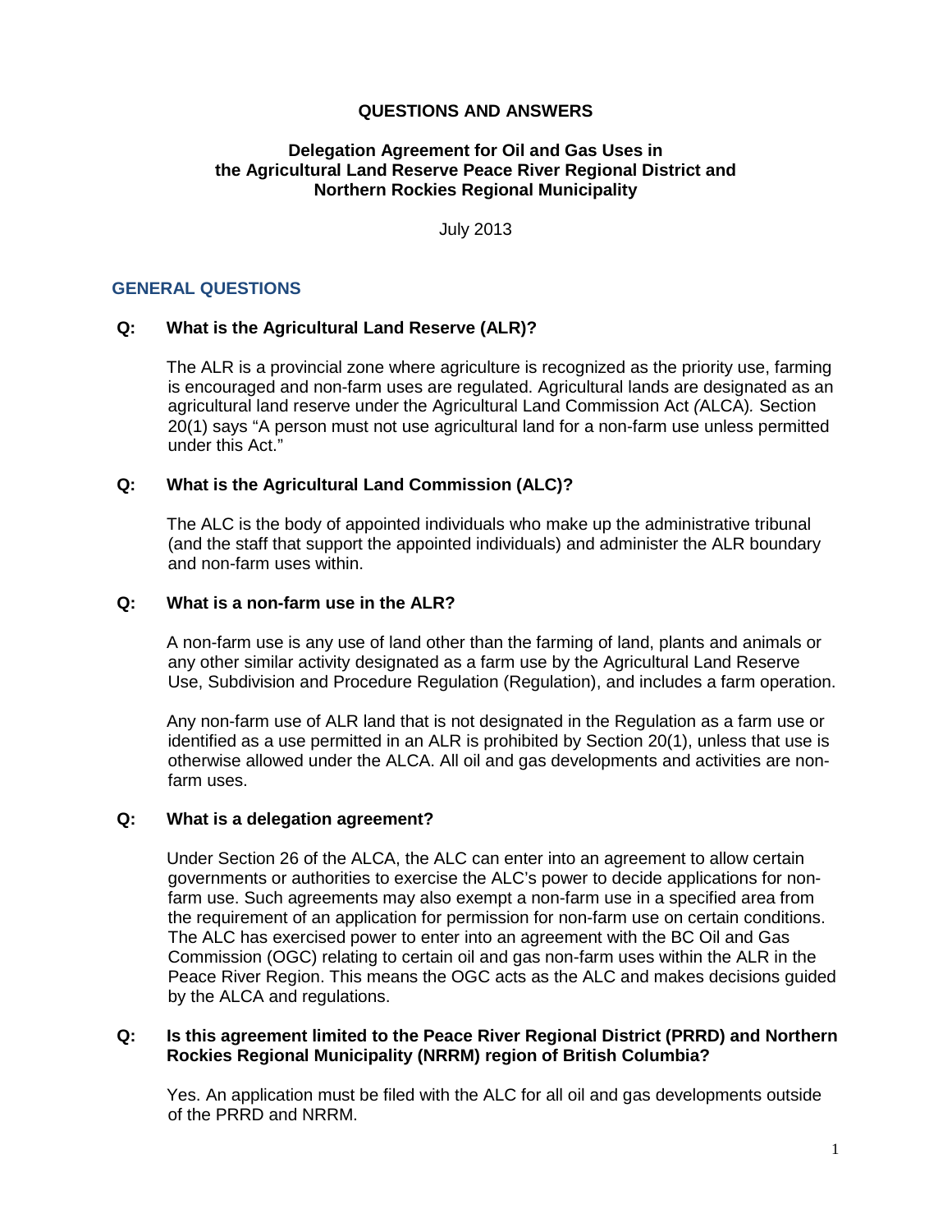# QUESTIONS AND ANSWERS

## Delegation Agreement for Oil and Gas Uses in the Agricultural Land Reserve Peace River Regional District and Northern Rockies Regional Municipality

July 2013

## GENERAL QUESTIONS

### Q: What is the Agricultural Land Reserve (ALR)?

The ALR is a provincial zone where agriculture is recognized as the priority use, farming is encouraged and non-farm uses are regulated. Agricultural lands are designated as an agricultural land reserve under the Agricultural Land Commission Act *(*ALCA)*.* Section 20(1) says "A person must not use agricultural land for a non-farm use unless permitted under this Act."

### Q: What is the Agricultural Land Commission (ALC)?

The ALC is the body of appointed individuals who make up the administrative tribunal (and the staff that support the appointed individuals) and administer the ALR boundary and non-farm uses within.

### Q: What is a non-farm use in the ALR?

A non-farm use is any use of land other than the farming of land, plants and animals or any other similar activity designated as a farm use by the Agricultural Land Reserve Use, Subdivision and Procedure Regulation (Regulation), and includes a farm operation.

Any non-farm use of ALR land that is not designated in the Regulation as a farm use or identified as a use permitted in an ALR is prohibited by Section 20(1), unless that use is otherwise allowed under the ALCA. All oil and gas developments and activities are non-farm uses.

### Q: What is a delegation agreement?

Under Section 26 of the ALCA, the ALC can enter into an agreement to allow certain governments or authorities to exercise the ALC's power to decide applications for non-farm use. Such agreements may also exempt a non-farm use in a specified area from the requirement of an application for permission for non-farm use on certain conditions. The ALC has exercised power to enter into an agreement with the BC Oil and Gas Commission (OGC) relating to certain oil and gas non-farm uses within the ALR in the Peace River Region. This means the OGC acts as the ALC and makes decisions guided by the ALCA and regulations.

### Q: Is this agreement limited to the Peace River Regional District (PRRD) and Northern Rockies Regional Municipality (NRRM) region of British Columbia?

Yes. An application must be filed with the ALC for all oil and gas developments outside of the PRRD and NRRM.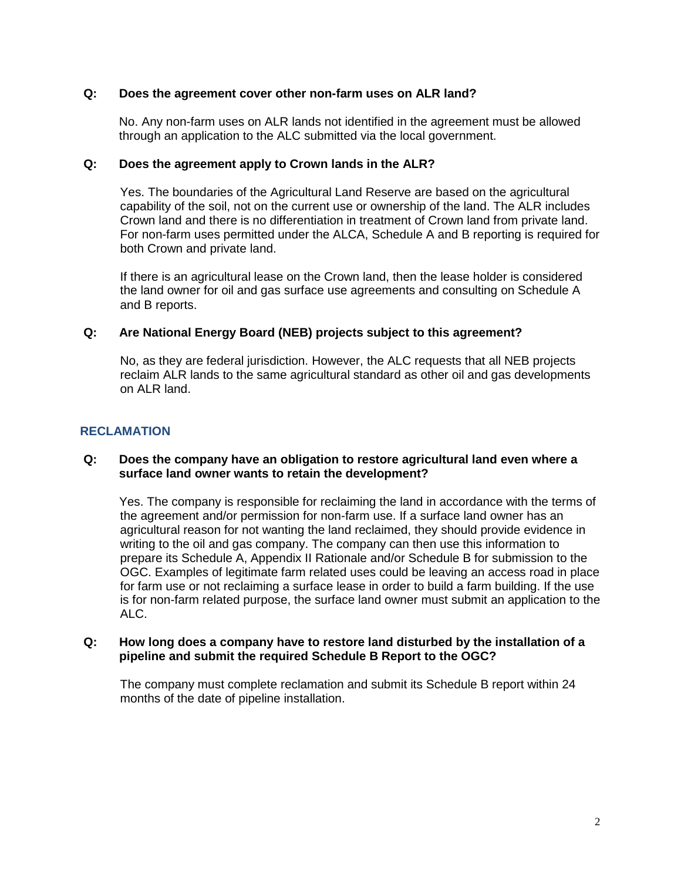**Q: Does the agreement cover other non-farm uses on ALR land?**

No. Any non-farm uses on ALR lands not identified in the agreement must be allowed through an application to the ALC submitted via the local government.

**Q: Does the agreement apply to Crown lands in the ALR?**

Yes. The boundaries of the Agricultural Land Reserve are based on the agricultural capability of the soil, not on the current use or ownership of the land. The ALR includes Crown land and there is no differentiation in treatment of Crown land from private land. For non-farm uses permitted under the ALCA, Schedule A and B reporting is required for both Crown and private land.

If there is an agricultural lease on the Crown land, then the lease holder is considered the land owner for oil and gas surface use agreements and consulting on Schedule A and B reports.

**Q: Are National Energy Board (NEB) projects subject to this agreement?**

No, as they are federal jurisdiction. However, the ALC requests that all NEB projects reclaim ALR lands to the same agricultural standard as other oil and gas developments on ALR land.

## RECLAMATION

**Q: Does the company have an obligation to restore agricultural land even where a surface land owner wants to retain the development?**

Yes. The company is responsible for reclaiming the land in accordance with the terms of the agreement and/or permission for non-farm use. If a surface land owner has an agricultural reason for not wanting the land reclaimed, they should provide evidence in writing to the oil and gas company. The company can then use this information to prepare its Schedule A, Appendix II Rationale and/or Schedule B for submission to the OGC. Examples of legitimate farm related uses could be leaving an access road in place for farm use or not reclaiming a surface lease in order to build a farm building. If the use is for non-farm related purpose, the surface land owner must submit an application to the ALC.

**Q: How long does a company have to restore land disturbed by the installation of a pipeline and submit the required Schedule B Report to the OGC?**

The company must complete reclamation and submit its Schedule B report within 24 months of the date of pipeline installation.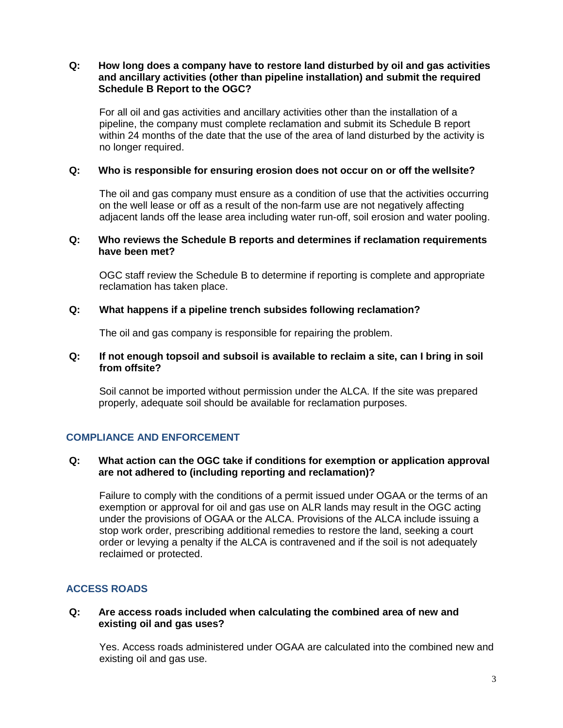**Q: How long does a company have to restore land disturbed by oil and gas activities and ancillary activities (other than pipeline installation) and submit the required Schedule B Report to the OGC?**

For all oil and gas activities and ancillary activities other than the installation of a pipeline, the company must complete reclamation and submit its Schedule B report within 24 months of the date that the use of the area of land disturbed by the activity is no longer required.

**Q: Who is responsible for ensuring erosion does not occur on or off the wellsite?**

The oil and gas company must ensure as a condition of use that the activities occurring on the well lease or off as a result of the non-farm use are not negatively affecting adjacent lands off the lease area including water run-off, soil erosion and water pooling.

**Q: Who reviews the Schedule B reports and determines if reclamation requirements have been met?**

OGC staff review the Schedule B to determine if reporting is complete and appropriate reclamation has taken place.

**Q: What happens if a pipeline trench subsides following reclamation?**

The oil and gas company is responsible for repairing the problem.

**Q: If not enough topsoil and subsoil is available to reclaim a site, can I bring in soil from offsite?**

Soil cannot be imported without permission under the ALCA. If the site was prepared properly, adequate soil should be available for reclamation purposes.

## COMPLIANCE AND ENFORCEMENT

**Q: What action can the OGC take if conditions for exemption or application approval are not adhered to (including reporting and reclamation)?**

Failure to comply with the conditions of a permit issued under OGAA or the terms of an exemption or approval for oil and gas use on ALR lands may result in the OGC acting under the provisions of OGAA or the ALCA. Provisions of the ALCA include issuing a stop work order, prescribing additional remedies to restore the land, seeking a court order or levying a penalty if the ALCA is contravened and if the soil is not adequately reclaimed or protected.

## ACCESS ROADS

**Q: Are access roads included when calculating the combined area of new and existing oil and gas uses?**

Yes. Access roads administered under OGAA are calculated into the combined new and existing oil and gas use.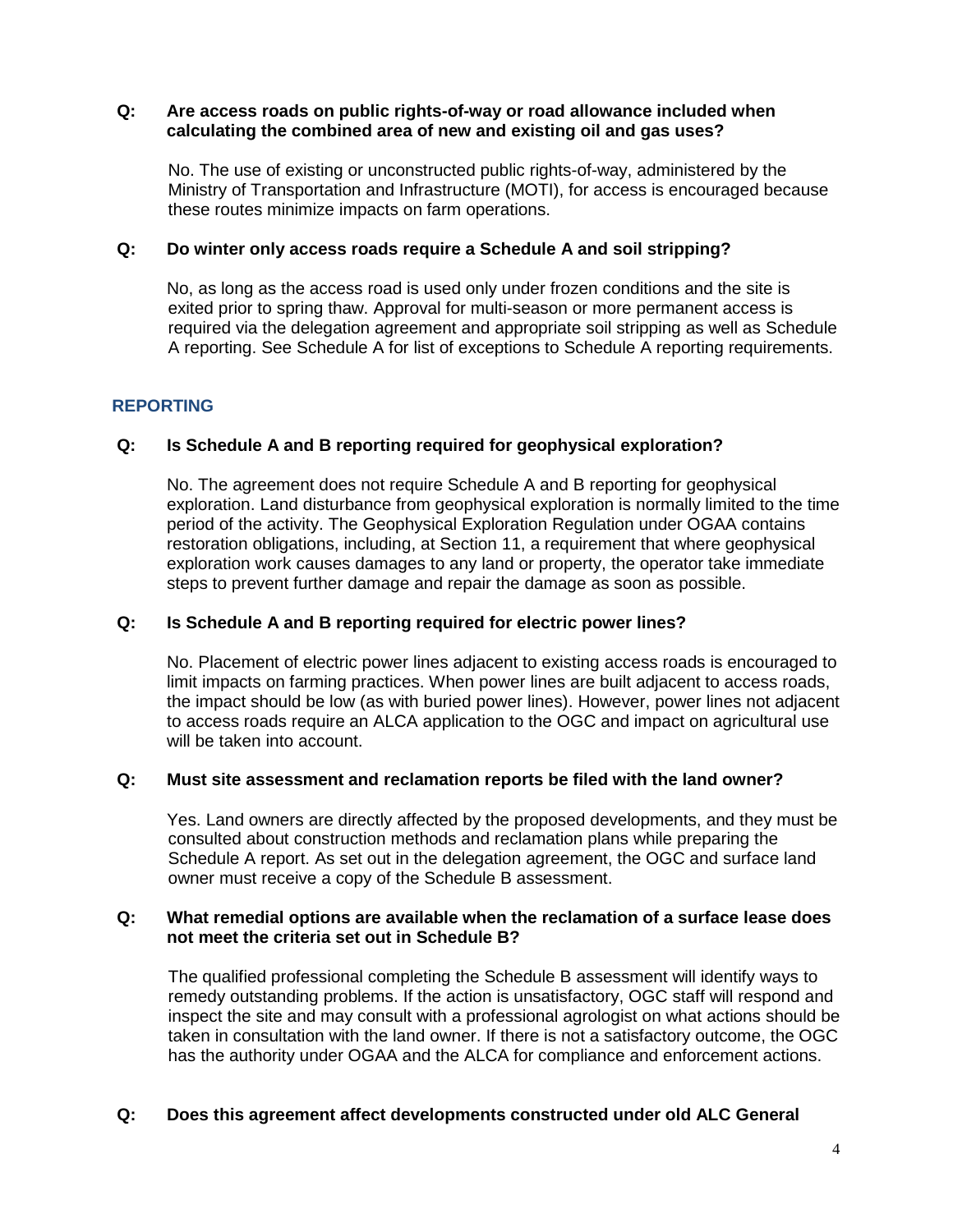**Q: Are access roads on public rights-of-way or road allowance included when calculating the combined area of new and existing oil and gas uses?**

No. The use of existing or unconstructed public rights-of-way, administered by the Ministry of Transportation and Infrastructure (MOTI), for access is encouraged because these routes minimize impacts on farm operations.

**Q: Do winter only access roads require a Schedule A and soil stripping?**

No, as long as the access road is used only under frozen conditions and the site is exited prior to spring thaw. Approval for multi-season or more permanent access is required via the delegation agreement and appropriate soil stripping as well as Schedule A reporting. See Schedule A for list of exceptions to Schedule A reporting requirements.

## REPORTING

**Q: Is Schedule A and B reporting required for geophysical exploration?**

No. The agreement does not require Schedule A and B reporting for geophysical exploration. Land disturbance from geophysical exploration is normally limited to the time period of the activity. The Geophysical Exploration Regulation under OGAA contains restoration obligations, including, at Section 11, a requirement that where geophysical exploration work causes damages to any land or property, the operator take immediate steps to prevent further damage and repair the damage as soon as possible.

**Q: Is Schedule A and B reporting required for electric power lines?**

No. Placement of electric power lines adjacent to existing access roads is encouraged to limit impacts on farming practices. When power lines are built adjacent to access roads, the impact should be low (as with buried power lines). However, power lines not adjacent to access roads require an ALCA application to the OGC and impact on agricultural use will be taken into account.

**Q: Must site assessment and reclamation reports be filed with the land owner?**

Yes. Land owners are directly affected by the proposed developments, and they must be consulted about construction methods and reclamation plans while preparing the Schedule A report. As set out in the delegation agreement, the OGC and surface land owner must receive a copy of the Schedule B assessment.

**Q: What remedial options are available when the reclamation of a surface lease does not meet the criteria set out in Schedule B?**

The qualified professional completing the Schedule B assessment will identify ways to remedy outstanding problems. If the action is unsatisfactory, OGC staff will respond and inspect the site and may consult with a professional agrologist on what actions should be taken in consultation with the land owner. If there is not a satisfactory outcome, the OGC has the authority under OGAA and the ALCA for compliance and enforcement actions.

**Q: Does this agreement affect developments constructed under old ALC General**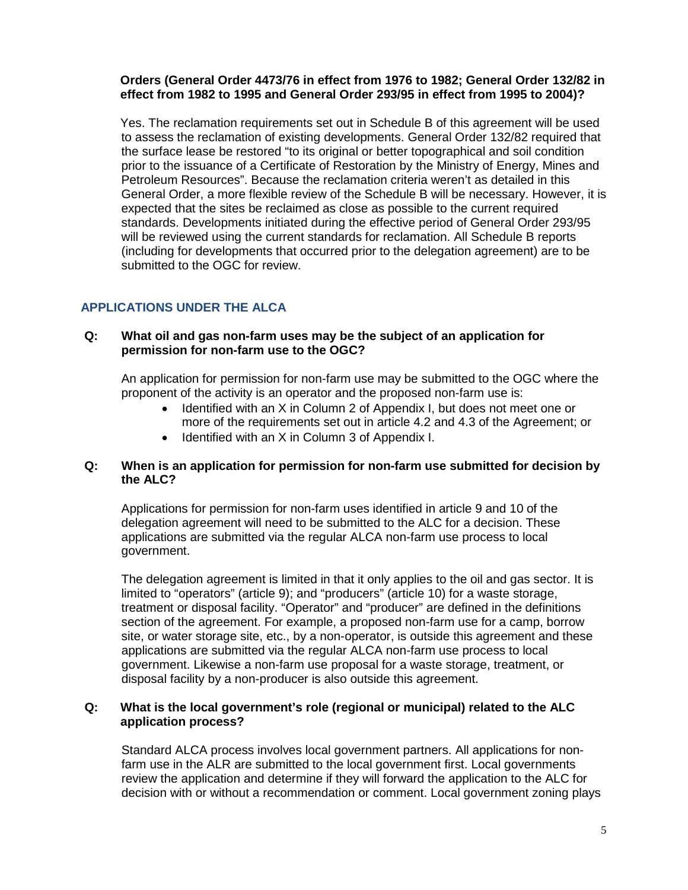**Orders (General Order 4473/76 in effect from 1976 to 1982; General Order 132/82 in effect from 1982 to 1995 and General Order 293/95 in effect from 1995 to 2004)?**

Yes. The reclamation requirements set out in Schedule B of this agreement will be used to assess the reclamation of existing developments. General Order 132/82 required that the surface lease be restored "to its original or better topographical and soil condition prior to the issuance of a Certificate of Restoration by the Ministry of Energy, Mines and Petroleum Resources". Because the reclamation criteria weren't as detailed in this General Order, a more flexible review of the Schedule B will be necessary. However, it is expected that the sites be reclaimed as close as possible to the current required standards. Developments initiated during the effective period of General Order 293/95 will be reviewed using the current standards for reclamation. All Schedule B reports (including for developments that occurred prior to the delegation agreement) are to be submitted to the OGC for review.

## APPLICATIONS UNDER THE ALCA

**Q: What oil and gas non-farm uses may be the subject of an application for permission for non-farm use to the OGC?**

An application for permission for non-farm use may be submitted to the OGC where the proponent of the activity is an operator and the proposed non-farm use is:

- Identified with an X in Column 2 of Appendix I, but does not meet one or more of the requirements set out in article 4.2 and 4.3 of the Agreement; or
- Identified with an X in Column 3 of Appendix I.

**Q: When is an application for permission for non-farm use submitted for decision by the ALC?**

Applications for permission for non-farm uses identified in article 9 and 10 of the delegation agreement will need to be submitted to the ALC for a decision. These applications are submitted via the regular ALCA non-farm use process to local government.

The delegation agreement is limited in that it only applies to the oil and gas sector. It is limited to "operators" (article 9); and "producers" (article 10) for a waste storage, treatment or disposal facility. "Operator" and "producer" are defined in the definitions section of the agreement. For example, a proposed non-farm use for a camp, borrow site, or water storage site, etc., by a non-operator, is outside this agreement and these applications are submitted via the regular ALCA non-farm use process to local government. Likewise a non-farm use proposal for a waste storage, treatment, or disposal facility by a non-producer is also outside this agreement.

**Q: What is the local government's role (regional or municipal) related to the ALC application process?**

Standard ALCA process involves local government partners. All applications for non-farm use in the ALR are submitted to the local government first. Local governments review the application and determine if they will forward the application to the ALC for decision with or without a recommendation or comment. Local government zoning plays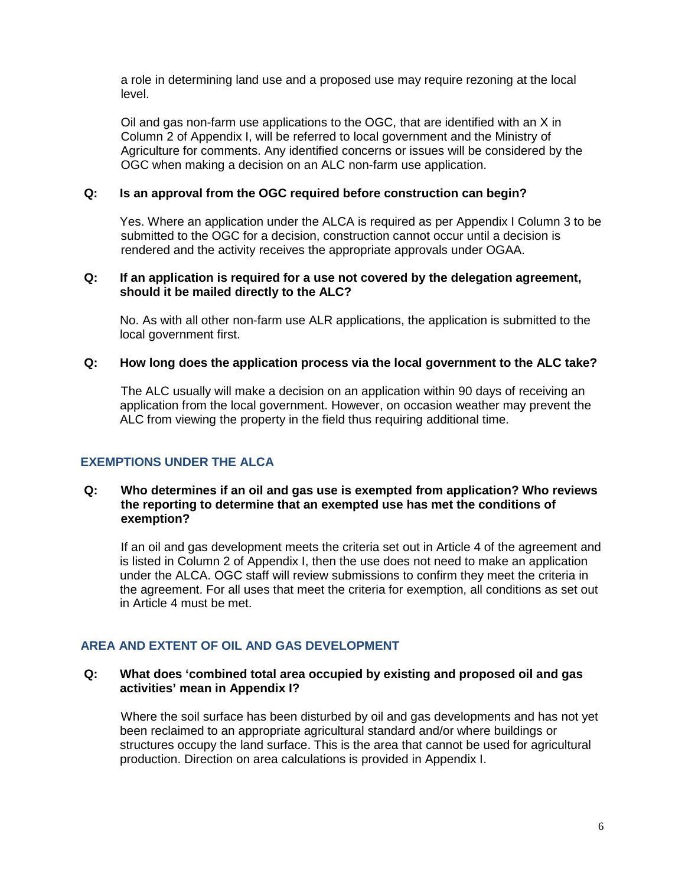a role in determining land use and a proposed use may require rezoning at the local level.

Oil and gas non-farm use applications to the OGC, that are identified with an X in Column 2 of Appendix I, will be referred to local government and the Ministry of Agriculture for comments. Any identified concerns or issues will be considered by the OGC when making a decision on an ALC non-farm use application.

**Q: Is an approval from the OGC required before construction can begin?**

Yes. Where an application under the ALCA is required as per Appendix I Column 3 to be submitted to the OGC for a decision, construction cannot occur until a decision is rendered and the activity receives the appropriate approvals under OGAA.

**Q: If an application is required for a use not covered by the delegation agreement, should it be mailed directly to the ALC?**

No. As with all other non-farm use ALR applications, the application is submitted to the local government first.

**Q: How long does the application process via the local government to the ALC take?**

The ALC usually will make a decision on an application within 90 days of receiving an application from the local government. However, on occasion weather may prevent the ALC from viewing the property in the field thus requiring additional time.

## EXEMPTIONS UNDER THE ALCA

**Q: Who determines if an oil and gas use is exempted from application? Who reviews the reporting to determine that an exempted use has met the conditions of exemption?**

If an oil and gas development meets the criteria set out in Article 4 of the agreement and is listed in Column 2 of Appendix I, then the use does not need to make an application under the ALCA. OGC staff will review submissions to confirm they meet the criteria in the agreement. For all uses that meet the criteria for exemption, all conditions as set out in Article 4 must be met.

## AREA AND EXTENT OF OIL AND GAS DEVELOPMENT

**Q: What does 'combined total area occupied by existing and proposed oil and gas activities' mean in Appendix I?**

Where the soil surface has been disturbed by oil and gas developments and has not yet been reclaimed to an appropriate agricultural standard and/or where buildings or structures occupy the land surface. This is the area that cannot be used for agricultural production. Direction on area calculations is provided in Appendix I.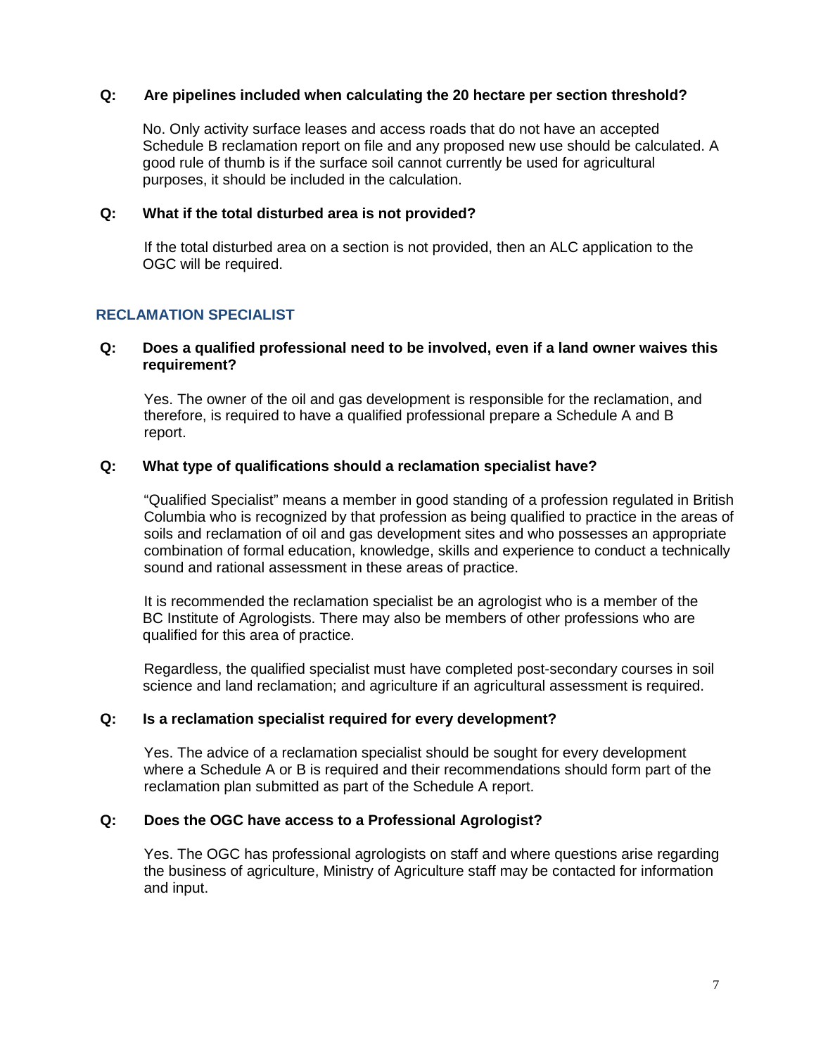**Q: Are pipelines included when calculating the 20 hectare per section threshold?**

No. Only activity surface leases and access roads that do not have an accepted Schedule B reclamation report on file and any proposed new use should be calculated. A good rule of thumb is if the surface soil cannot currently be used for agricultural purposes, it should be included in the calculation.

**Q: What if the total disturbed area is not provided?**

If the total disturbed area on a section is not provided, then an ALC application to the OGC will be required.

## RECLAMATION SPECIALIST

**Q: Does a qualified professional need to be involved, even if a land owner waives this requirement?**

Yes. The owner of the oil and gas development is responsible for the reclamation, and therefore, is required to have a qualified professional prepare a Schedule A and B report.

**Q: What type of qualifications should a reclamation specialist have?**

"Qualified Specialist" means a member in good standing of a profession regulated in British Columbia who is recognized by that profession as being qualified to practice in the areas of soils and reclamation of oil and gas development sites and who possesses an appropriate combination of formal education, knowledge, skills and experience to conduct a technically sound and rational assessment in these areas of practice.

It is recommended the reclamation specialist be an agrologist who is a member of the BC Institute of Agrologists. There may also be members of other professions who are qualified for this area of practice.

Regardless, the qualified specialist must have completed post-secondary courses in soil science and land reclamation; and agriculture if an agricultural assessment is required.

**Q: Is a reclamation specialist required for every development?**

Yes. The advice of a reclamation specialist should be sought for every development where a Schedule A or B is required and their recommendations should form part of the reclamation plan submitted as part of the Schedule A report.

**Q: Does the OGC have access to a Professional Agrologist?**

Yes. The OGC has professional agrologists on staff and where questions arise regarding the business of agriculture, Ministry of Agriculture staff may be contacted for information and input.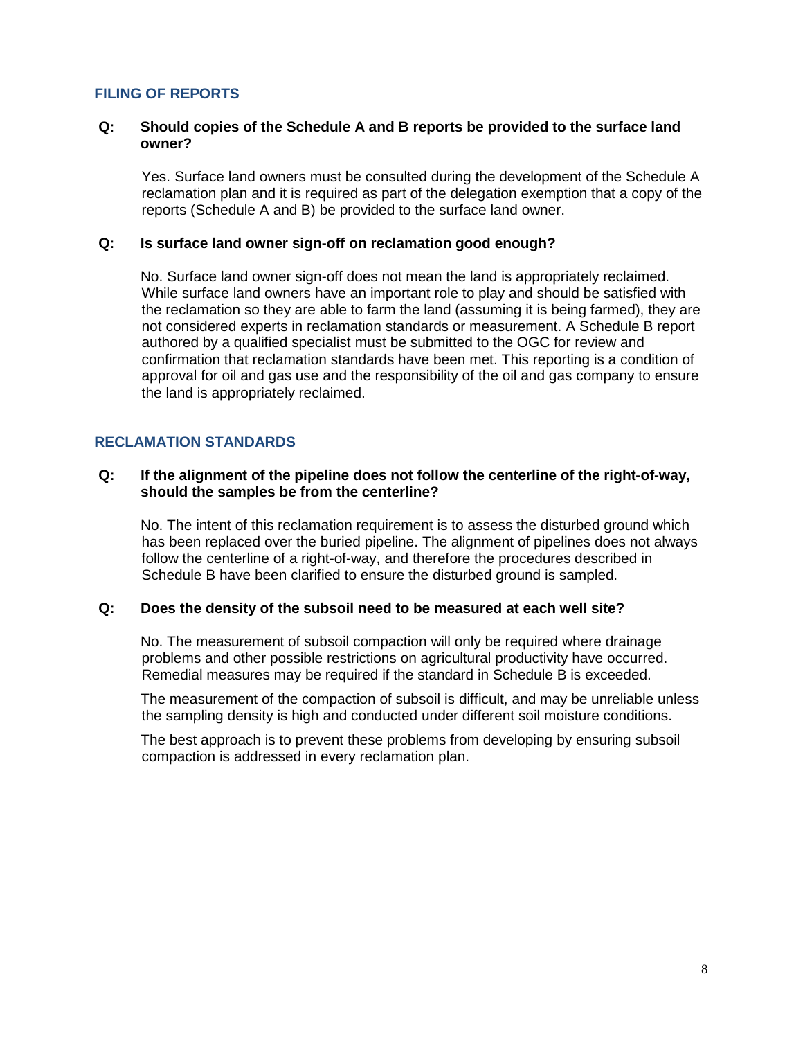## FILING OF REPORTS

**Q: Should copies of the Schedule A and B reports be provided to the surface land owner?**

Yes. Surface land owners must be consulted during the development of the Schedule A reclamation plan and it is required as part of the delegation exemption that a copy of the reports (Schedule A and B) be provided to the surface land owner.

**Q: Is surface land owner sign-off on reclamation good enough?**

No. Surface land owner sign-off does not mean the land is appropriately reclaimed. While surface land owners have an important role to play and should be satisfied with the reclamation so they are able to farm the land (assuming it is being farmed), they are not considered experts in reclamation standards or measurement. A Schedule B report authored by a qualified specialist must be submitted to the OGC for review and confirmation that reclamation standards have been met. This reporting is a condition of approval for oil and gas use and the responsibility of the oil and gas company to ensure the land is appropriately reclaimed.

## RECLAMATION STANDARDS

**Q: If the alignment of the pipeline does not follow the centerline of the right-of-way, should the samples be from the centerline?**

No. The intent of this reclamation requirement is to assess the disturbed ground which has been replaced over the buried pipeline. The alignment of pipelines does not always follow the centerline of a right-of-way, and therefore the procedures described in Schedule B have been clarified to ensure the disturbed ground is sampled.

**Q: Does the density of the subsoil need to be measured at each well site?**

No. The measurement of subsoil compaction will only be required where drainage problems and other possible restrictions on agricultural productivity have occurred. Remedial measures may be required if the standard in Schedule B is exceeded.

The measurement of the compaction of subsoil is difficult, and may be unreliable unless the sampling density is high and conducted under different soil moisture conditions.

The best approach is to prevent these problems from developing by ensuring subsoil compaction is addressed in every reclamation plan.